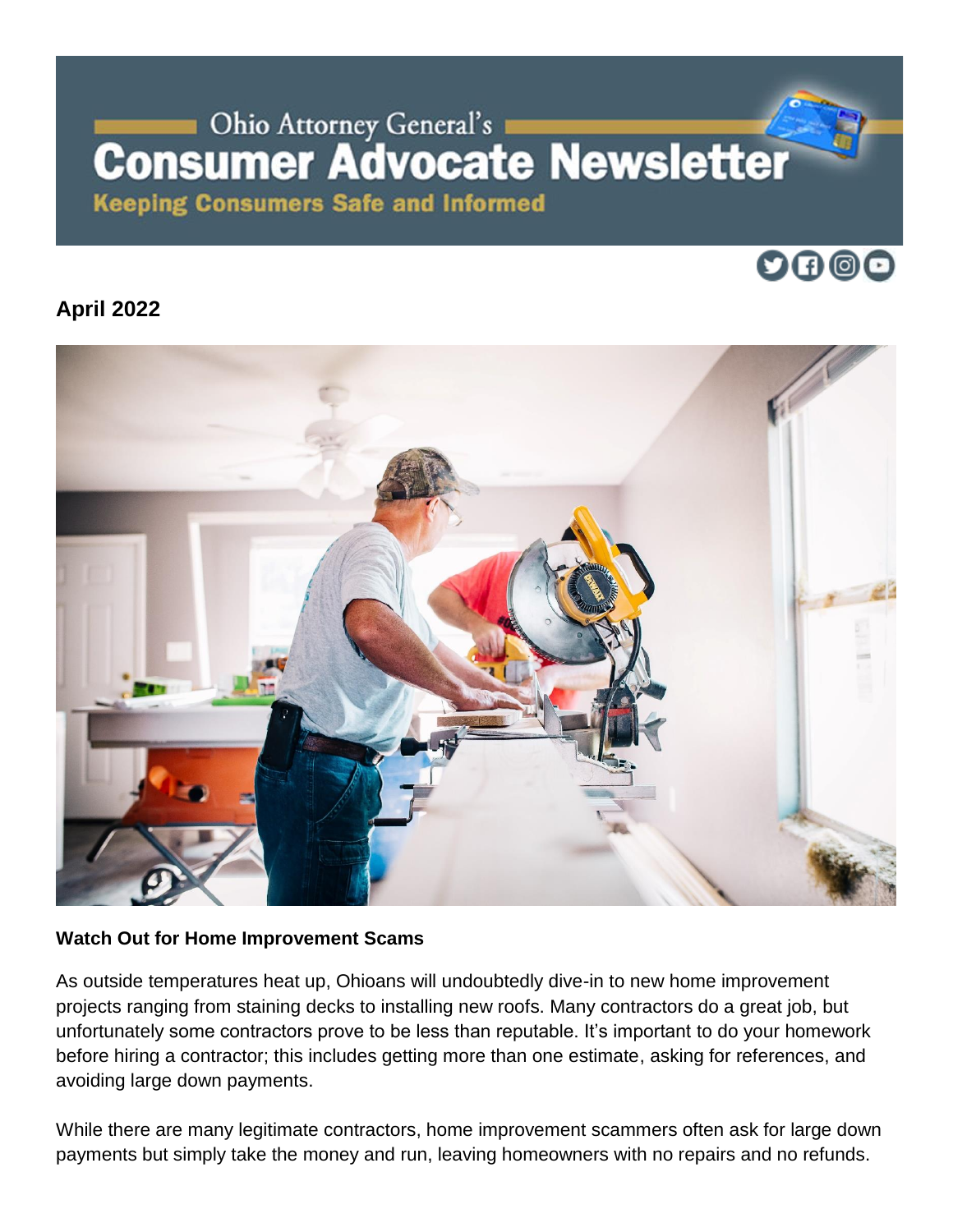Ohio Attorney General's

# Consumer Advocate Newsletter

**Keeping Consumers Safe and Informed**

## April 2022

### Watch Out for Home Improvement Scams

As outside temperatures heat up, Ohioans will undoubtedly dive-in to new home improvement projects ranging from staining decks to installing new roofs. Many contractors do a great job, but unfortunately some contractors prove to be less than reputable. It's important to do your homework before hiring a contractor; this includes getting more than one estimate, asking for references, and avoiding large down payments.

While there are many legitimate contractors, home improvement scammers often ask for large down payments but simply take the money and run, leaving homeowners with no repairs and no refunds.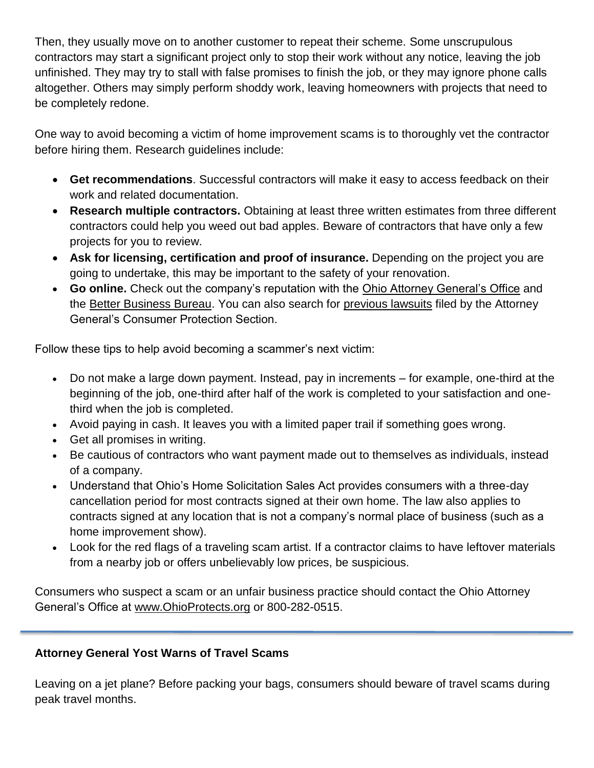Then, they usually move on to another customer to repeat their scheme. Some unscrupulous contractors may start a significant project only to stop their work without any notice, leaving the job unfinished. They may try to stall with false promises to finish the job, or they may ignore phone calls altogether. Others may simply perform shoddy work, leaving homeowners with projects that need to be completely redone.

One way to avoid becoming a victim of home improvement scams is to thoroughly vet the contractor before hiring them. Research guidelines include:

- **Get recommendations**. Successful contractors will make it easy to access feedback on their work and related documentation.
- **Research multiple contractors.** Obtaining at least three written estimates from three different contractors could help you weed out bad apples. Beware of contractors that have only a few projects for you to review.
- **Ask for licensing, certification and proof of insurance.** Depending on the project you are going to undertake, this may be important to the safety of your renovation.
- **Go online.** Check out the company's reputation with the Ohio Attorney General's Office and the Better Business Bureau. You can also search for previous lawsuits filed by the Attorney General's Consumer Protection Section.

Follow these tips to help avoid becoming a scammer's next victim:

- Do not make a large down payment. Instead, pay in increments – for example, one-third at the beginning of the job, one-third after half of the work is completed to your satisfaction and one-third when the job is completed.
- Avoid paying in cash. It leaves you with a limited paper trail if something goes wrong.
- Get all promises in writing.
- Be cautious of contractors who want payment made out to themselves as individuals, instead of a company.
- Understand that Ohio's Home Solicitation Sales Act provides consumers with a three-day cancellation period for most contracts signed at their own home. The law also applies to contracts signed at any location that is not a company's normal place of business (such as a home improvement show).
- Look for the red flags of a traveling scam artist. If a contractor claims to have leftover materials from a nearby job or offers unbelievably low prices, be suspicious.

Consumers who suspect a scam or an unfair business practice should contact the Ohio Attorney General's Office at www.OhioProtects.org or 800-282-0515.

---

**Attorney General Yost Warns of Travel Scams**

Leaving on a jet plane? Before packing your bags, consumers should beware of travel scams during peak travel months.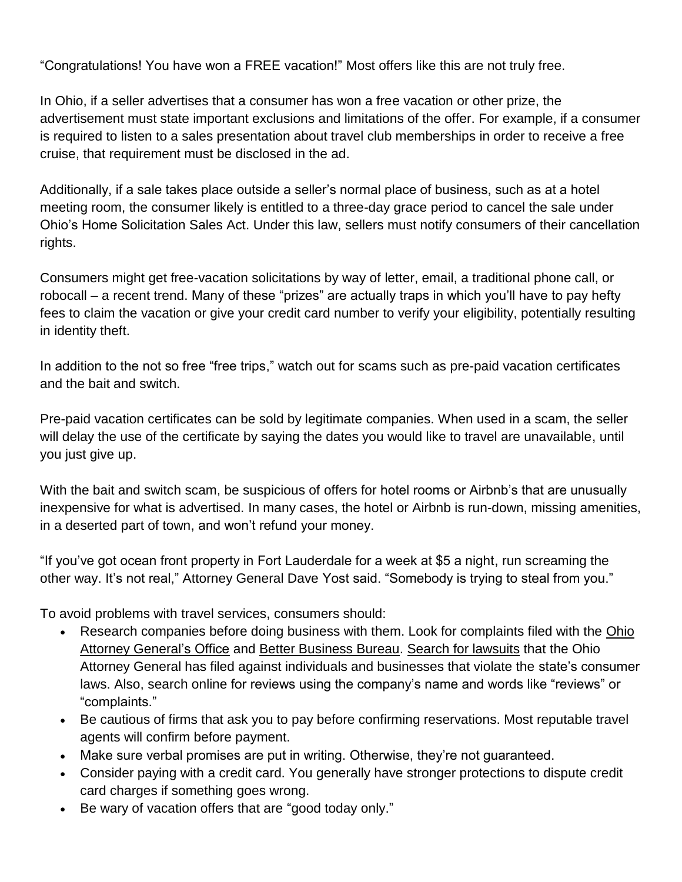"Congratulations! You have won a FREE vacation!" Most offers like this are not truly free.

In Ohio, if a seller advertises that a consumer has won a free vacation or other prize, the advertisement must state important exclusions and limitations of the offer. For example, if a consumer is required to listen to a sales presentation about travel club memberships in order to receive a free cruise, that requirement must be disclosed in the ad.

Additionally, if a sale takes place outside a seller's normal place of business, such as at a hotel meeting room, the consumer likely is entitled to a three-day grace period to cancel the sale under Ohio's Home Solicitation Sales Act. Under this law, sellers must notify consumers of their cancellation rights.

Consumers might get free-vacation solicitations by way of letter, email, a traditional phone call, or robocall – a recent trend. Many of these "prizes" are actually traps in which you'll have to pay hefty fees to claim the vacation or give your credit card number to verify your eligibility, potentially resulting in identity theft.

In addition to the not so free "free trips," watch out for scams such as pre-paid vacation certificates and the bait and switch.

Pre-paid vacation certificates can be sold by legitimate companies. When used in a scam, the seller will delay the use of the certificate by saying the dates you would like to travel are unavailable, until you just give up.

With the bait and switch scam, be suspicious of offers for hotel rooms or Airbnb's that are unusually inexpensive for what is advertised. In many cases, the hotel or Airbnb is run-down, missing amenities, in a deserted part of town, and won't refund your money.

"If you've got ocean front property in Fort Lauderdale for a week at $5 a night, run screaming the other way. It's not real," Attorney General Dave Yost said. "Somebody is trying to steal from you."

To avoid problems with travel services, consumers should:

- Research companies before doing business with them. Look for complaints filed with the Ohio Attorney General's Office and Better Business Bureau. Search for lawsuits that the Ohio Attorney General has filed against individuals and businesses that violate the state's consumer laws. Also, search online for reviews using the company's name and words like "reviews" or "complaints."
- Be cautious of firms that ask you to pay before confirming reservations. Most reputable travel agents will confirm before payment.
- Make sure verbal promises are put in writing. Otherwise, they're not guaranteed.
- Consider paying with a credit card. You generally have stronger protections to dispute credit card charges if something goes wrong.
- Be wary of vacation offers that are "good today only."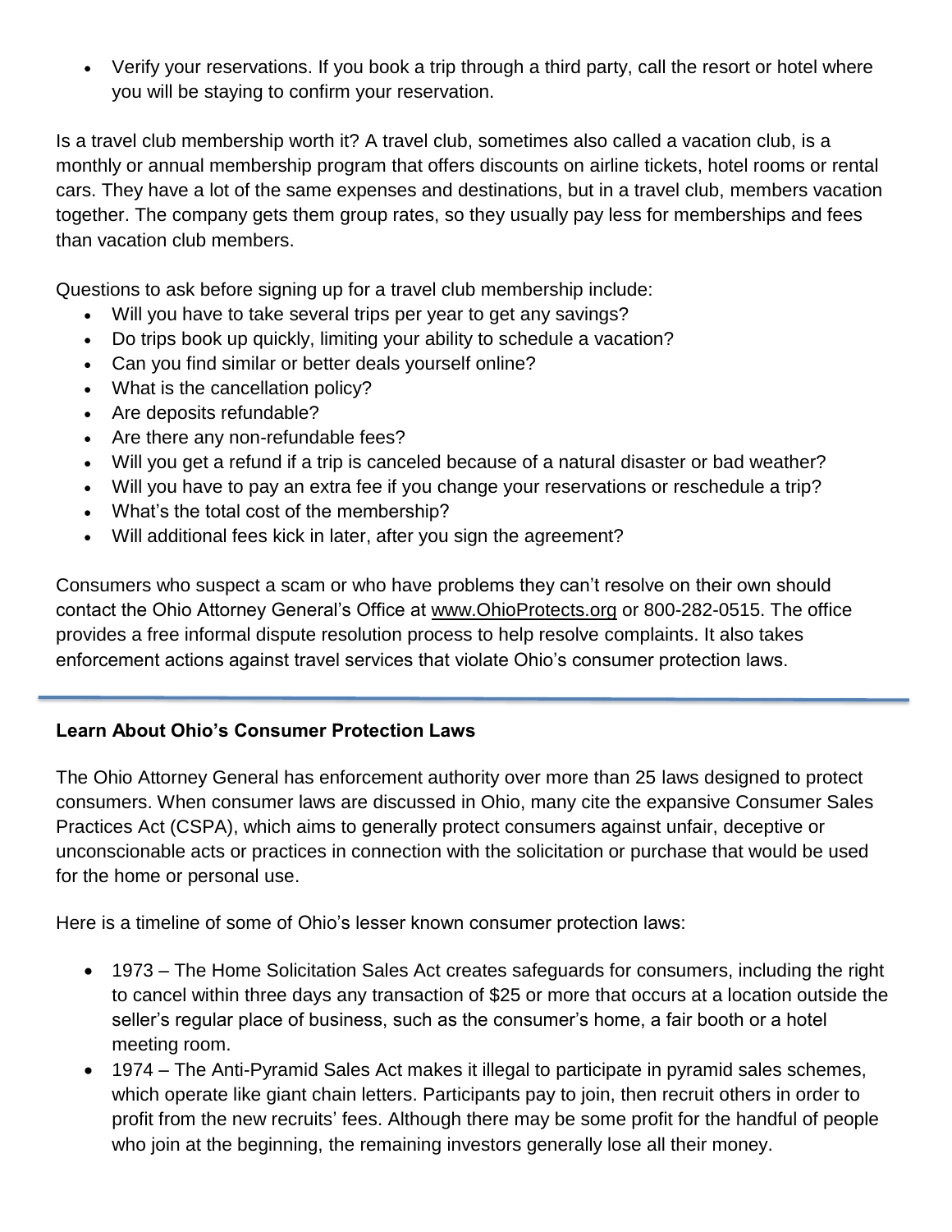- Verify your reservations. If you book a trip through a third party, call the resort or hotel where you will be staying to confirm your reservation.

Is a travel club membership worth it? A travel club, sometimes also called a vacation club, is a monthly or annual membership program that offers discounts on airline tickets, hotel rooms or rental cars. They have a lot of the same expenses and destinations, but in a travel club, members vacation together. The company gets them group rates, so they usually pay less for memberships and fees than vacation club members.

Questions to ask before signing up for a travel club membership include:

- Will you have to take several trips per year to get any savings?
- Do trips book up quickly, limiting your ability to schedule a vacation?
- Can you find similar or better deals yourself online?
- What is the cancellation policy?
- Are deposits refundable?
- Are there any non-refundable fees?
- Will you get a refund if a trip is canceled because of a natural disaster or bad weather?
- Will you have to pay an extra fee if you change your reservations or reschedule a trip?
- What's the total cost of the membership?
- Will additional fees kick in later, after you sign the agreement?

Consumers who suspect a scam or who have problems they can't resolve on their own should contact the Ohio Attorney General's Office at www.OhioProtects.org or 800-282-0515. The office provides a free informal dispute resolution process to help resolve complaints. It also takes enforcement actions against travel services that violate Ohio's consumer protection laws.

---

**Learn About Ohio's Consumer Protection Laws**

The Ohio Attorney General has enforcement authority over more than 25 laws designed to protect consumers. When consumer laws are discussed in Ohio, many cite the expansive Consumer Sales Practices Act (CSPA), which aims to generally protect consumers against unfair, deceptive or unconscionable acts or practices in connection with the solicitation or purchase that would be used for the home or personal use.

Here is a timeline of some of Ohio's lesser known consumer protection laws:

- 1973 – The Home Solicitation Sales Act creates safeguards for consumers, including the right to cancel within three days any transaction of $25 or more that occurs at a location outside the seller's regular place of business, such as the consumer's home, a fair booth or a hotel meeting room.
- 1974 – The Anti-Pyramid Sales Act makes it illegal to participate in pyramid sales schemes, which operate like giant chain letters. Participants pay to join, then recruit others in order to profit from the new recruits' fees. Although there may be some profit for the handful of people who join at the beginning, the remaining investors generally lose all their money.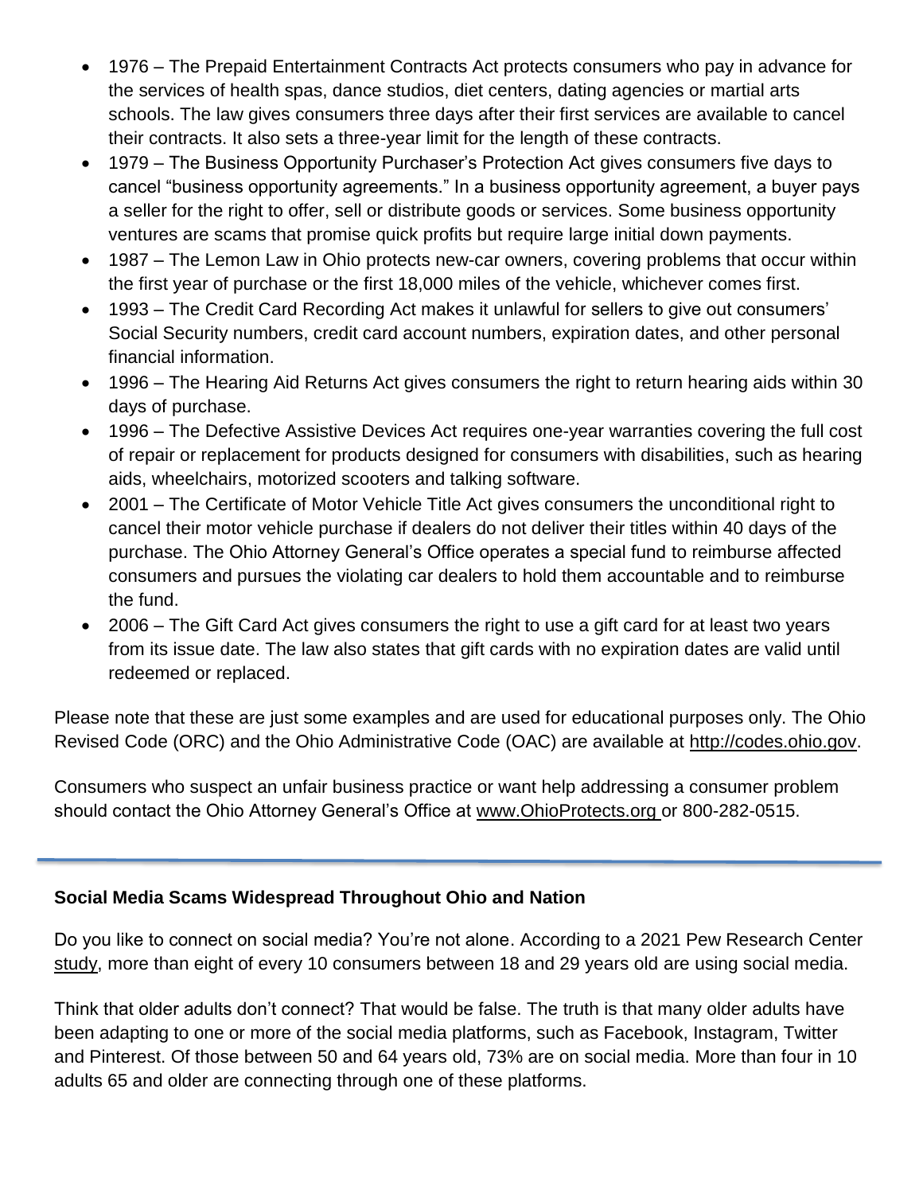- 1976 – The Prepaid Entertainment Contracts Act protects consumers who pay in advance for the services of health spas, dance studios, diet centers, dating agencies or martial arts schools. The law gives consumers three days after their first services are available to cancel their contracts. It also sets a three-year limit for the length of these contracts.
- 1979 – The Business Opportunity Purchaser's Protection Act gives consumers five days to cancel "business opportunity agreements." In a business opportunity agreement, a buyer pays a seller for the right to offer, sell or distribute goods or services. Some business opportunity ventures are scams that promise quick profits but require large initial down payments.
- 1987 – The Lemon Law in Ohio protects new-car owners, covering problems that occur within the first year of purchase or the first 18,000 miles of the vehicle, whichever comes first.
- 1993 – The Credit Card Recording Act makes it unlawful for sellers to give out consumers' Social Security numbers, credit card account numbers, expiration dates, and other personal financial information.
- 1996 – The Hearing Aid Returns Act gives consumers the right to return hearing aids within 30 days of purchase.
- 1996 – The Defective Assistive Devices Act requires one-year warranties covering the full cost of repair or replacement for products designed for consumers with disabilities, such as hearing aids, wheelchairs, motorized scooters and talking software.
- 2001 – The Certificate of Motor Vehicle Title Act gives consumers the unconditional right to cancel their motor vehicle purchase if dealers do not deliver their titles within 40 days of the purchase. The Ohio Attorney General's Office operates a special fund to reimburse affected consumers and pursues the violating car dealers to hold them accountable and to reimburse the fund.
- 2006 – The Gift Card Act gives consumers the right to use a gift card for at least two years from its issue date. The law also states that gift cards with no expiration dates are valid until redeemed or replaced.

Please note that these are just some examples and are used for educational purposes only. The Ohio Revised Code (ORC) and the Ohio Administrative Code (OAC) are available at http://codes.ohio.gov.

Consumers who suspect an unfair business practice or want help addressing a consumer problem should contact the Ohio Attorney General's Office at www.OhioProtects.org or 800-282-0515.

---

**Social Media Scams Widespread Throughout Ohio and Nation**

Do you like to connect on social media? You're not alone. According to a 2021 Pew Research Center study, more than eight of every 10 consumers between 18 and 29 years old are using social media.

Think that older adults don't connect? That would be false. The truth is that many older adults have been adapting to one or more of the social media platforms, such as Facebook, Instagram, Twitter and Pinterest. Of those between 50 and 64 years old, 73% are on social media. More than four in 10 adults 65 and older are connecting through one of these platforms.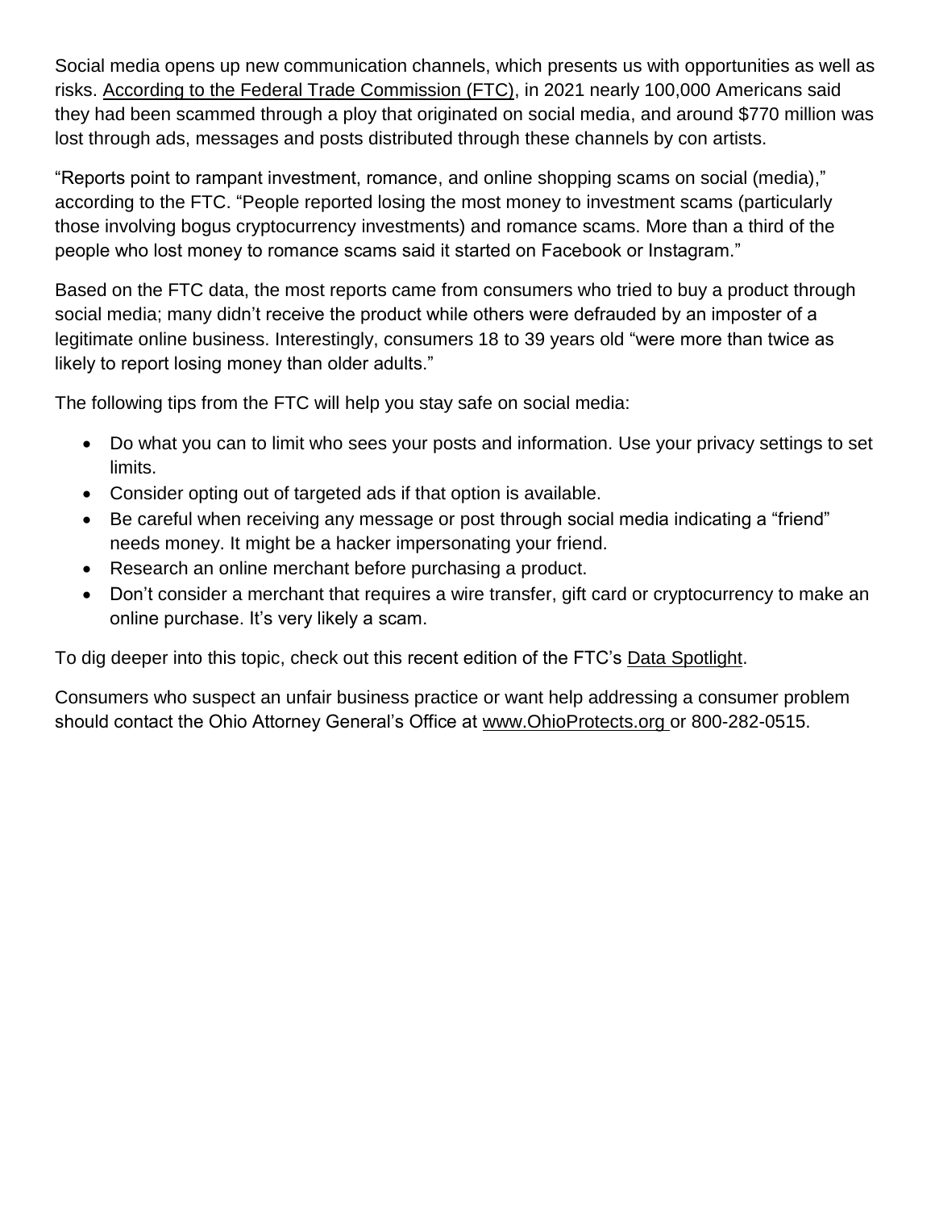Social media opens up new communication channels, which presents us with opportunities as well as risks. According to the Federal Trade Commission (FTC), in 2021 nearly 100,000 Americans said they had been scammed through a ploy that originated on social media, and around $770 million was lost through ads, messages and posts distributed through these channels by con artists.

"Reports point to rampant investment, romance, and online shopping scams on social (media)," according to the FTC. "People reported losing the most money to investment scams (particularly those involving bogus cryptocurrency investments) and romance scams. More than a third of the people who lost money to romance scams said it started on Facebook or Instagram."

Based on the FTC data, the most reports came from consumers who tried to buy a product through social media; many didn't receive the product while others were defrauded by an imposter of a legitimate online business. Interestingly, consumers 18 to 39 years old "were more than twice as likely to report losing money than older adults."

The following tips from the FTC will help you stay safe on social media:

- Do what you can to limit who sees your posts and information. Use your privacy settings to set limits.
- Consider opting out of targeted ads if that option is available.
- Be careful when receiving any message or post through social media indicating a "friend" needs money. It might be a hacker impersonating your friend.
- Research an online merchant before purchasing a product.
- Don't consider a merchant that requires a wire transfer, gift card or cryptocurrency to make an online purchase. It's very likely a scam.

To dig deeper into this topic, check out this recent edition of the FTC's Data Spotlight.

Consumers who suspect an unfair business practice or want help addressing a consumer problem should contact the Ohio Attorney General's Office at www.OhioProtects.org or 800-282-0515.